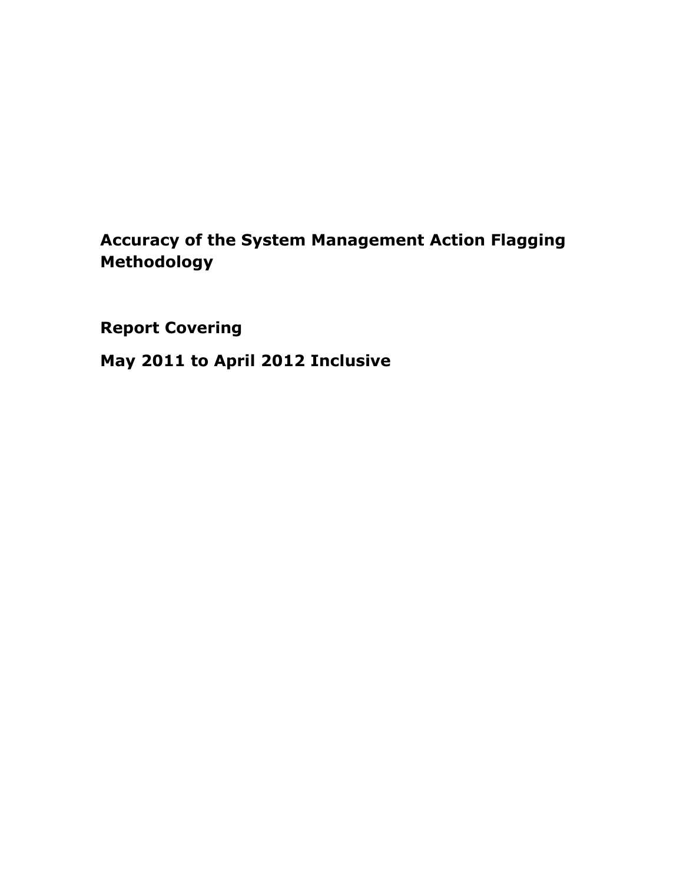# Accuracy of the System Management Action Flagging Methodology

## Report Covering

## May 2011 to April 2012 Inclusive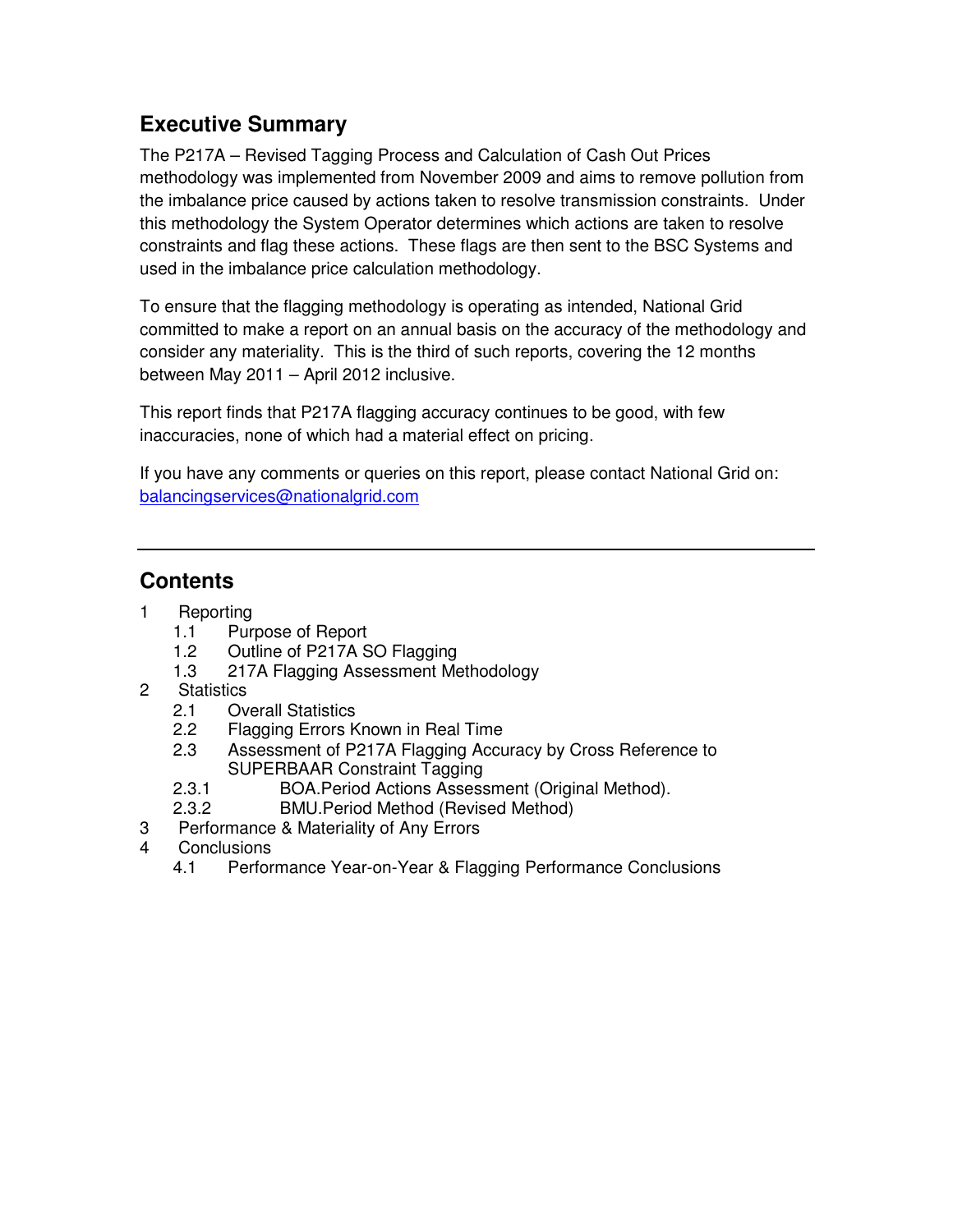## Executive Summary

The P217A – Revised Tagging Process and Calculation of Cash Out Prices methodology was implemented from November 2009 and aims to remove pollution from the imbalance price caused by actions taken to resolve transmission constraints. Under this methodology the System Operator determines which actions are taken to resolve constraints and flag these actions. These flags are then sent to the BSC Systems and used in the imbalance price calculation methodology.

To ensure that the flagging methodology is operating as intended, National Grid committed to make a report on an annual basis on the accuracy of the methodology and consider any materiality. This is the third of such reports, covering the 12 months between May 2011 – April 2012 inclusive.

This report finds that P217A flagging accuracy continues to be good, with few inaccuracies, none of which had a material effect on pricing.

If you have any comments or queries on this report, please contact National Grid on: balancingservices@nationalgrid.com

---

## Contents

1 Reporting
   - 1.1 Purpose of Report
   - 1.2 Outline of P217A SO Flagging
   - 1.3 217A Flagging Assessment Methodology

2 Statistics
   - 2.1 Overall Statistics
   - 2.2 Flagging Errors Known in Real Time
   - 2.3 Assessment of P217A Flagging Accuracy by Cross Reference to SUPERBAAR Constraint Tagging
   - 2.3.1 BOA.Period Actions Assessment (Original Method).
   - 2.3.2 BMU.Period Method (Revised Method)

3 Performance & Materiality of Any Errors

4 Conclusions
   - 4.1 Performance Year-on-Year & Flagging Performance Conclusions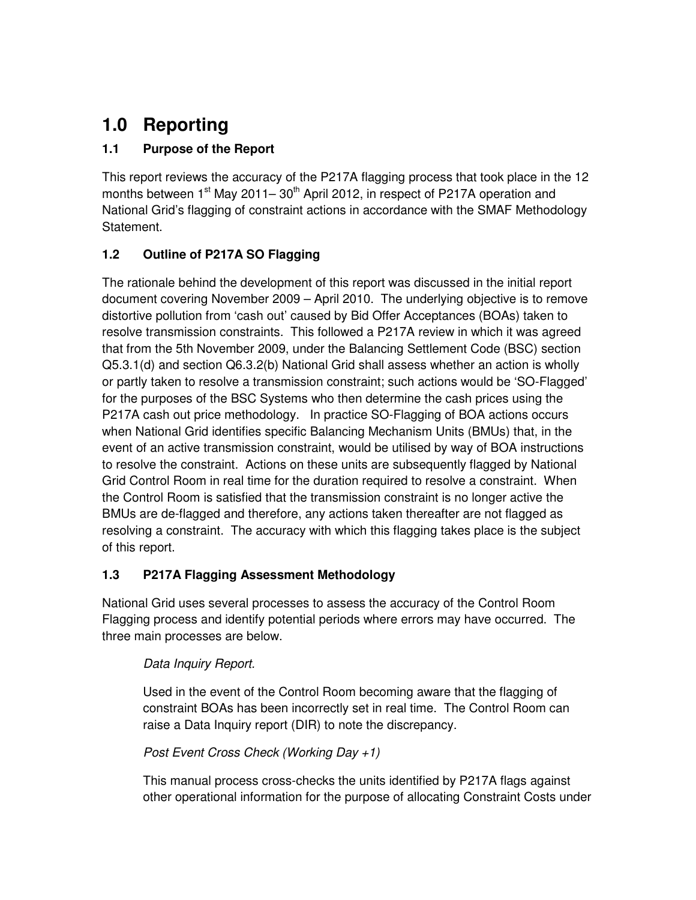# 1.0 Reporting

## 1.1 Purpose of the Report

This report reviews the accuracy of the P217A flagging process that took place in the 12 months between 1st May 2011– 30th April 2012, in respect of P217A operation and National Grid's flagging of constraint actions in accordance with the SMAF Methodology Statement.

## 1.2 Outline of P217A SO Flagging

The rationale behind the development of this report was discussed in the initial report document covering November 2009 – April 2010. The underlying objective is to remove distortive pollution from 'cash out' caused by Bid Offer Acceptances (BOAs) taken to resolve transmission constraints. This followed a P217A review in which it was agreed that from the 5th November 2009, under the Balancing Settlement Code (BSC) section Q5.3.1(d) and section Q6.3.2(b) National Grid shall assess whether an action is wholly or partly taken to resolve a transmission constraint; such actions would be 'SO-Flagged' for the purposes of the BSC Systems who then determine the cash prices using the P217A cash out price methodology. In practice SO-Flagging of BOA actions occurs when National Grid identifies specific Balancing Mechanism Units (BMUs) that, in the event of an active transmission constraint, would be utilised by way of BOA instructions to resolve the constraint. Actions on these units are subsequently flagged by National Grid Control Room in real time for the duration required to resolve a constraint. When the Control Room is satisfied that the transmission constraint is no longer active the BMUs are de-flagged and therefore, any actions taken thereafter are not flagged as resolving a constraint. The accuracy with which this flagging takes place is the subject of this report.

## 1.3 P217A Flagging Assessment Methodology

National Grid uses several processes to assess the accuracy of the Control Room Flagging process and identify potential periods where errors may have occurred. The three main processes are below.

*Data Inquiry Report.*

Used in the event of the Control Room becoming aware that the flagging of constraint BOAs has been incorrectly set in real time. The Control Room can raise a Data Inquiry report (DIR) to note the discrepancy.

*Post Event Cross Check (Working Day +1)*

This manual process cross-checks the units identified by P217A flags against other operational information for the purpose of allocating Constraint Costs under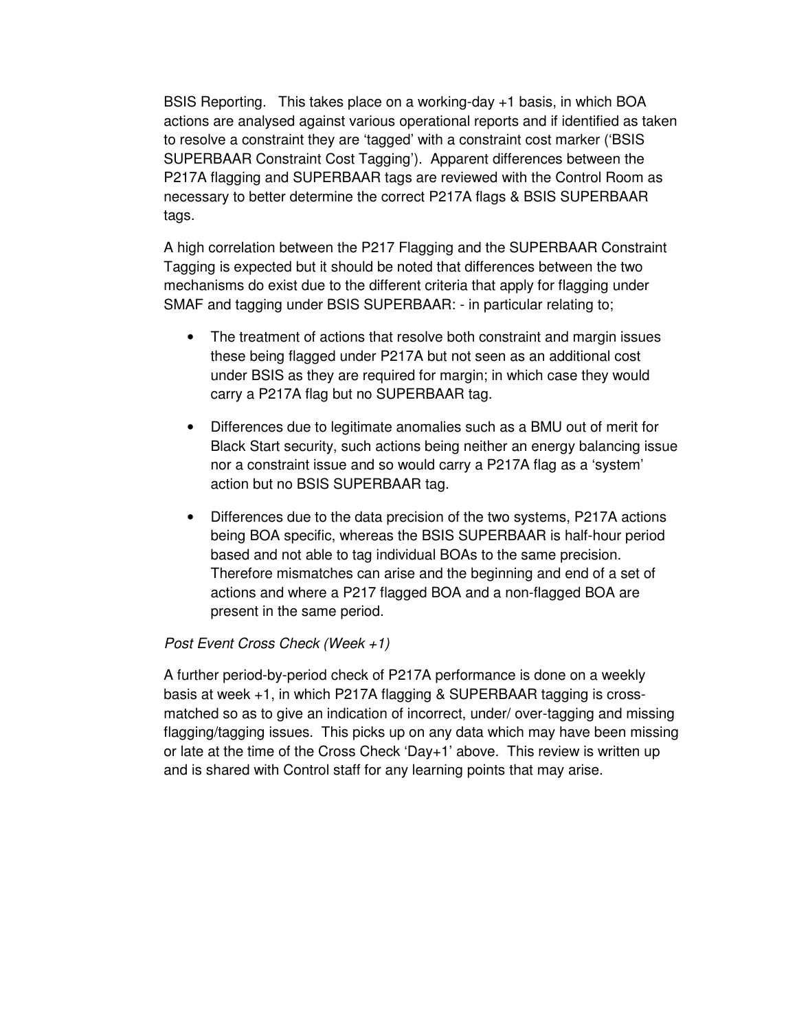BSIS Reporting. This takes place on a working-day +1 basis, in which BOA actions are analysed against various operational reports and if identified as taken to resolve a constraint they are 'tagged' with a constraint cost marker ('BSIS SUPERBAAR Constraint Cost Tagging'). Apparent differences between the P217A flagging and SUPERBAAR tags are reviewed with the Control Room as necessary to better determine the correct P217A flags & BSIS SUPERBAAR tags.

A high correlation between the P217 Flagging and the SUPERBAAR Constraint Tagging is expected but it should be noted that differences between the two mechanisms do exist due to the different criteria that apply for flagging under SMAF and tagging under BSIS SUPERBAAR: - in particular relating to;

- The treatment of actions that resolve both constraint and margin issues these being flagged under P217A but not seen as an additional cost under BSIS as they are required for margin; in which case they would carry a P217A flag but no SUPERBAAR tag.
- Differences due to legitimate anomalies such as a BMU out of merit for Black Start security, such actions being neither an energy balancing issue nor a constraint issue and so would carry a P217A flag as a 'system' action but no BSIS SUPERBAAR tag.
- Differences due to the data precision of the two systems, P217A actions being BOA specific, whereas the BSIS SUPERBAAR is half-hour period based and not able to tag individual BOAs to the same precision. Therefore mismatches can arise and the beginning and end of a set of actions and where a P217 flagged BOA and a non-flagged BOA are present in the same period.

*Post Event Cross Check (Week +1)*

A further period-by-period check of P217A performance is done on a weekly basis at week +1, in which P217A flagging & SUPERBAAR tagging is cross-matched so as to give an indication of incorrect, under/ over-tagging and missing flagging/tagging issues. This picks up on any data which may have been missing or late at the time of the Cross Check 'Day+1' above. This review is written up and is shared with Control staff for any learning points that may arise.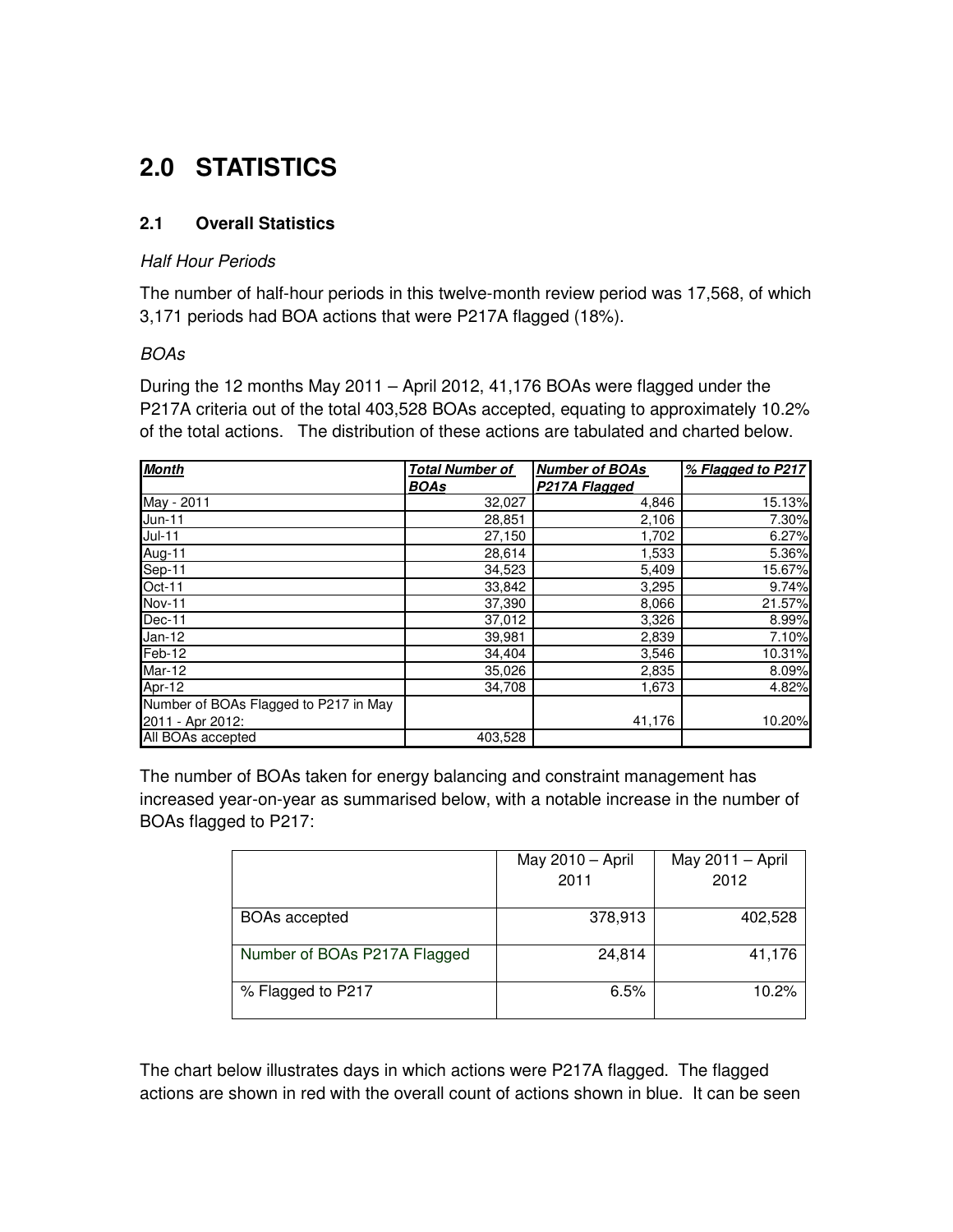# 2.0 STATISTICS

## 2.1 Overall Statistics

*Half Hour Periods*

The number of half-hour periods in this twelve-month review period was 17,568, of which 3,171 periods had BOA actions that were P217A flagged (18%).

*BOAs*

During the 12 months May 2011 – April 2012, 41,176 BOAs were flagged under the P217A criteria out of the total 403,528 BOAs accepted, equating to approximately 10.2% of the total actions. The distribution of these actions are tabulated and charted below.

| ***Month*** | ***Total Number of BOAs*** | ***Number of BOAs P217A Flagged*** | ***% Flagged to P217*** |
|---|---|---|---|
| May - 2011 | 32,027 | 4,846 | 15.13% |
| Jun-11 | 28,851 | 2,106 | 7.30% |
| Jul-11 | 27,150 | 1,702 | 6.27% |
| Aug-11 | 28,614 | 1,533 | 5.36% |
| Sep-11 | 34,523 | 5,409 | 15.67% |
| Oct-11 | 33,842 | 3,295 | 9.74% |
| Nov-11 | 37,390 | 8,066 | 21.57% |
| Dec-11 | 37,012 | 3,326 | 8.99% |
| Jan-12 | 39,981 | 2,839 | 7.10% |
| Feb-12 | 34,404 | 3,546 | 10.31% |
| Mar-12 | 35,026 | 2,835 | 8.09% |
| Apr-12 | 34,708 | 1,673 | 4.82% |
| Number of BOAs Flagged to P217 in May 2011 - Apr 2012: | | 41,176 | 10.20% |
| All BOAs accepted | 403,528 | | |

The number of BOAs taken for energy balancing and constraint management has increased year-on-year as summarised below, with a notable increase in the number of BOAs flagged to P217:

| | May 2010 – April 2011 | May 2011 – April 2012 |
|---|---|---|
| BOAs accepted | 378,913 | 402,528 |
| Number of BOAs P217A Flagged | 24,814 | 41,176 |
| % Flagged to P217 | 6.5% | 10.2% |

The chart below illustrates days in which actions were P217A flagged. The flagged actions are shown in red with the overall count of actions shown in blue. It can be seen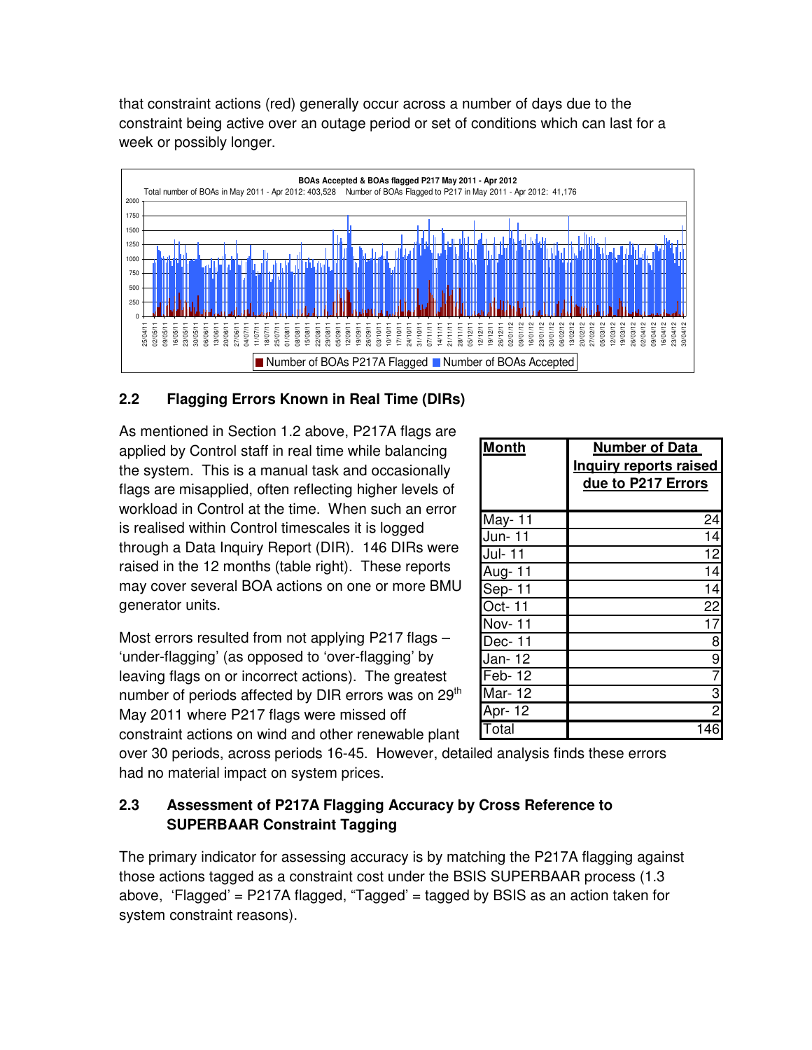that constraint actions (red) generally occur across a number of days due to the constraint being active over an outage period or set of conditions which can last for a week or possibly longer.

## 2.2 Flagging Errors Known in Real Time (DIRs)

As mentioned in Section 1.2 above, P217A flags are applied by Control staff in real time while balancing the system. This is a manual task and occasionally flags are misapplied, often reflecting higher levels of workload in Control at the time. When such an error is realised within Control timescales it is logged through a Data Inquiry Report (DIR). 146 DIRs were raised in the 12 months (table right). These reports may cover several BOA actions on one or more BMU generator units.

| Month | Number of Data Inquiry reports raised due to P217 Errors |
|---|---|
| May- 11 | 24 |
| Jun- 11 | 14 |
| Jul- 11 | 12 |
| Aug- 11 | 14 |
| Sep- 11 | 14 |
| Oct- 11 | 22 |
| Nov- 11 | 17 |
| Dec- 11 | 8 |
| Jan- 12 | 9 |
| Feb- 12 | 7 |
| Mar- 12 | 3 |
| Apr- 12 | 2 |
| Total | 146 |

Most errors resulted from not applying P217 flags – 'under-flagging' (as opposed to 'over-flagging' by leaving flags on or incorrect actions). The greatest number of periods affected by DIR errors was on 29th May 2011 where P217 flags were missed off constraint actions on wind and other renewable plant over 30 periods, across periods 16-45. However, detailed analysis finds these errors had no material impact on system prices.

## 2.3 Assessment of P217A Flagging Accuracy by Cross Reference to SUPERBAAR Constraint Tagging

The primary indicator for assessing accuracy is by matching the P217A flagging against those actions tagged as a constraint cost under the BSIS SUPERBAAR process (1.3 above, 'Flagged' = P217A flagged, "Tagged' = tagged by BSIS as an action taken for system constraint reasons).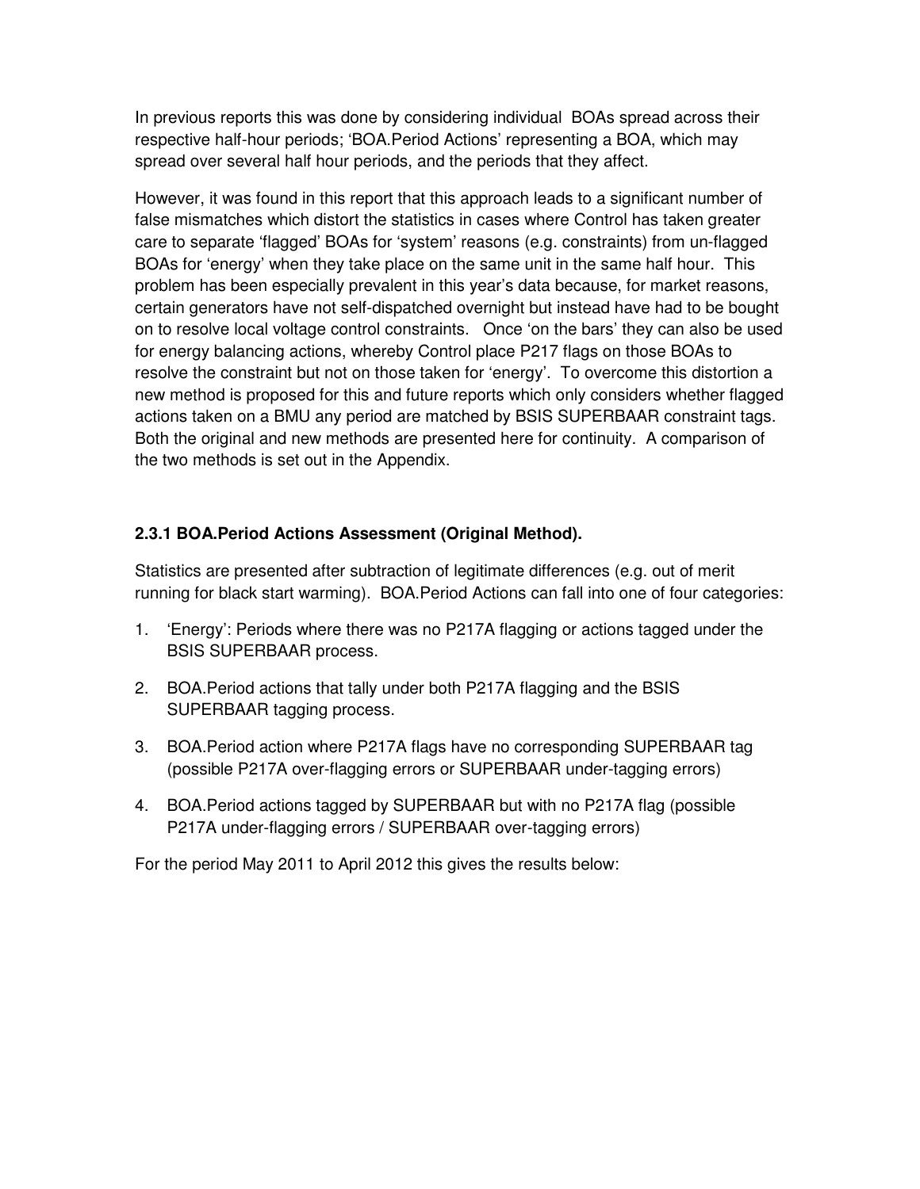In previous reports this was done by considering individual BOAs spread across their respective half-hour periods; 'BOA.Period Actions' representing a BOA, which may spread over several half hour periods, and the periods that they affect.

However, it was found in this report that this approach leads to a significant number of false mismatches which distort the statistics in cases where Control has taken greater care to separate 'flagged' BOAs for 'system' reasons (e.g. constraints) from un-flagged BOAs for 'energy' when they take place on the same unit in the same half hour. This problem has been especially prevalent in this year's data because, for market reasons, certain generators have not self-dispatched overnight but instead have had to be bought on to resolve local voltage control constraints. Once 'on the bars' they can also be used for energy balancing actions, whereby Control place P217 flags on those BOAs to resolve the constraint but not on those taken for 'energy'. To overcome this distortion a new method is proposed for this and future reports which only considers whether flagged actions taken on a BMU any period are matched by BSIS SUPERBAAR constraint tags. Both the original and new methods are presented here for continuity. A comparison of the two methods is set out in the Appendix.

### 2.3.1 BOA.Period Actions Assessment (Original Method).

Statistics are presented after subtraction of legitimate differences (e.g. out of merit running for black start warming). BOA.Period Actions can fall into one of four categories:

1. 'Energy': Periods where there was no P217A flagging or actions tagged under the BSIS SUPERBAAR process.
2. BOA.Period actions that tally under both P217A flagging and the BSIS SUPERBAAR tagging process.
3. BOA.Period action where P217A flags have no corresponding SUPERBAAR tag (possible P217A over-flagging errors or SUPERBAAR under-tagging errors)
4. BOA.Period actions tagged by SUPERBAAR but with no P217A flag (possible P217A under-flagging errors / SUPERBAAR over-tagging errors)

For the period May 2011 to April 2012 this gives the results below: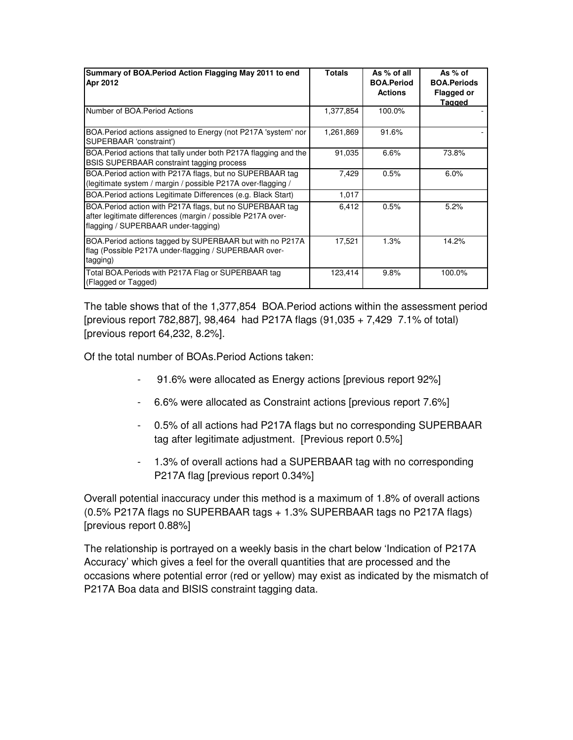| Summary of BOA.Period Action Flagging May 2011 to end Apr 2012 | Totals | As % of all BOA.Period Actions | As % of BOA.Periods Flagged or Tagged |
|---|---|---|---|
| Number of BOA.Period Actions | 1,377,854 | 100.0% | - |
| BOA.Period actions assigned to Energy (not P217A 'system' nor SUPERBAAR 'constraint') | 1,261,869 | 91.6% | - |
| BOA.Period actions that tally under both P217A flagging and the BSIS SUPERBAAR constraint tagging process | 91,035 | 6.6% | 73.8% |
| BOA.Period action with P217A flags, but no SUPERBAAR tag (legitimate system / margin / possible P217A over-flagging / | 7,429 | 0.5% | 6.0% |
| BOA.Period actions Legitimate Differences (e.g. Black Start) | 1,017 | | |
| BOA.Period action with P217A flags, but no SUPERBAAR tag after legitimate differences (margin / possible P217A over-flagging / SUPERBAAR under-tagging) | 6,412 | 0.5% | 5.2% |
| BOA.Period actions tagged by SUPERBAAR but with no P217A flag (Possible P217A under-flagging / SUPERBAAR over-tagging) | 17,521 | 1.3% | 14.2% |
| Total BOA.Periods with P217A Flag or SUPERBAAR tag (Flagged or Tagged) | 123,414 | 9.8% | 100.0% |

The table shows that of the 1,377,854 BOA.Period actions within the assessment period [previous report 782,887], 98,464 had P217A flags (91,035 + 7,429 7.1% of total) [previous report 64,232, 8.2%].

Of the total number of BOAs.Period Actions taken:

- 91.6% were allocated as Energy actions [previous report 92%]
- 6.6% were allocated as Constraint actions [previous report 7.6%]
- 0.5% of all actions had P217A flags but no corresponding SUPERBAAR tag after legitimate adjustment. [Previous report 0.5%]
- 1.3% of overall actions had a SUPERBAAR tag with no corresponding P217A flag [previous report 0.34%]

Overall potential inaccuracy under this method is a maximum of 1.8% of overall actions (0.5% P217A flags no SUPERBAAR tags + 1.3% SUPERBAAR tags no P217A flags) [previous report 0.88%]

The relationship is portrayed on a weekly basis in the chart below 'Indication of P217A Accuracy' which gives a feel for the overall quantities that are processed and the occasions where potential error (red or yellow) may exist as indicated by the mismatch of P217A Boa data and BISIS constraint tagging data.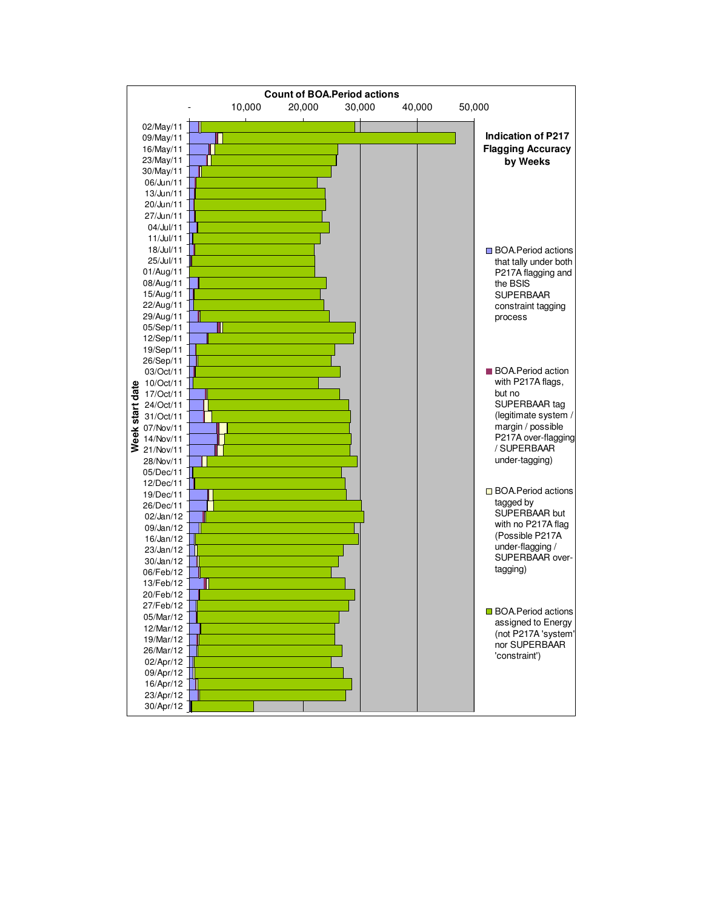**Indication of P217 Flagging Accuracy by Weeks**

Count of BOA.Period actions

- BOA.Period actions that tally under both P217A flagging and the BSIS SUPERBAAR constraint tagging process
- BOA.Period action with P217A flags, but no SUPERBAAR tag (legitimate system / margin / possible P217A over-flagging / SUPERBAAR under-tagging)
- BOA.Period actions tagged by SUPERBAAR but with no P217A flag (Possible P217A under-flagging / SUPERBAAR over-tagging)
- BOA.Period actions assigned to Energy (not P217A 'system' nor SUPERBAAR 'constraint')

Week start date: 02/May/11 to 30/Apr/12

Axis: - to 50,000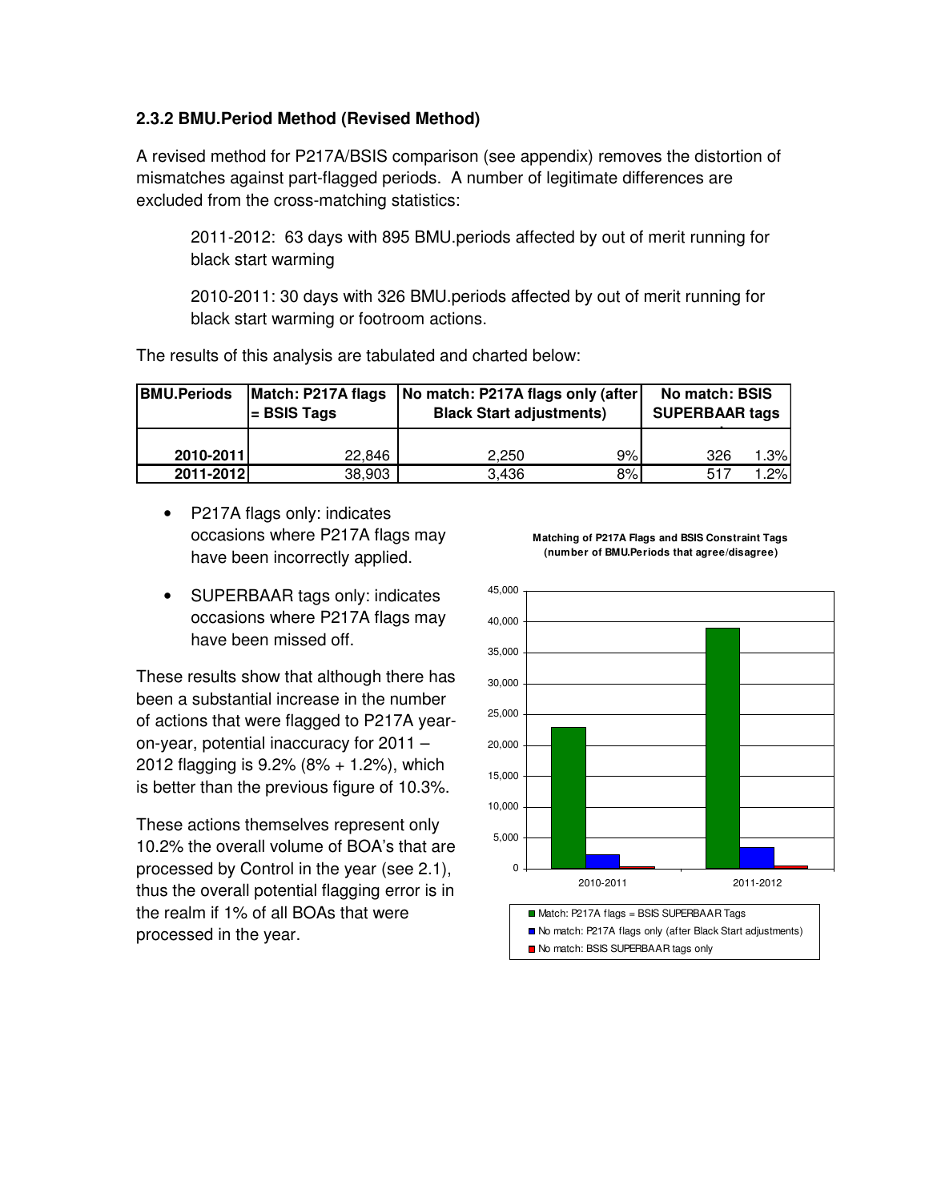### 2.3.2 BMU.Period Method (Revised Method)

A revised method for P217A/BSIS comparison (see appendix) removes the distortion of mismatches against part-flagged periods. A number of legitimate differences are excluded from the cross-matching statistics:

> 2011-2012: 63 days with 895 BMU.periods affected by out of merit running for black start warming
>
> 2010-2011: 30 days with 326 BMU.periods affected by out of merit running for black start warming or footroom actions.

The results of this analysis are tabulated and charted below:

| BMU.Periods | Match: P217A flags = BSIS Tags | No match: P217A flags only (after Black Start adjustments) | | No match: BSIS SUPERBAAR tags | |
|---|---|---|---|---|---|
| 2010-2011 | 22,846 | 2,250 | 9% | 326 | 1.3% |
| 2011-2012 | 38,903 | 3,436 | 8% | 517 | 1.2% |

- P217A flags only: indicates occasions where P217A flags may have been incorrectly applied.
- SUPERBAAR tags only: indicates occasions where P217A flags may have been missed off.

These results show that although there has been a substantial increase in the number of actions that were flagged to P217A year-on-year, potential inaccuracy for 2011 – 2012 flagging is 9.2% (8% + 1.2%), which is better than the previous figure of 10.3%.

These actions themselves represent only 10.2% the overall volume of BOA's that are processed by Control in the year (see 2.1), thus the overall potential flagging error is in the realm if 1% of all BOAs that were processed in the year.

**Matching of P217A Flags and BSIS Constraint Tags (number of BMU.Periods that agree/disagree)**

■ Match: P217A flags = BSIS SUPERBAAR Tags
■ No match: P217A flags only (after Black Start adjustments)
■ No match: BSIS SUPERBAAR tags only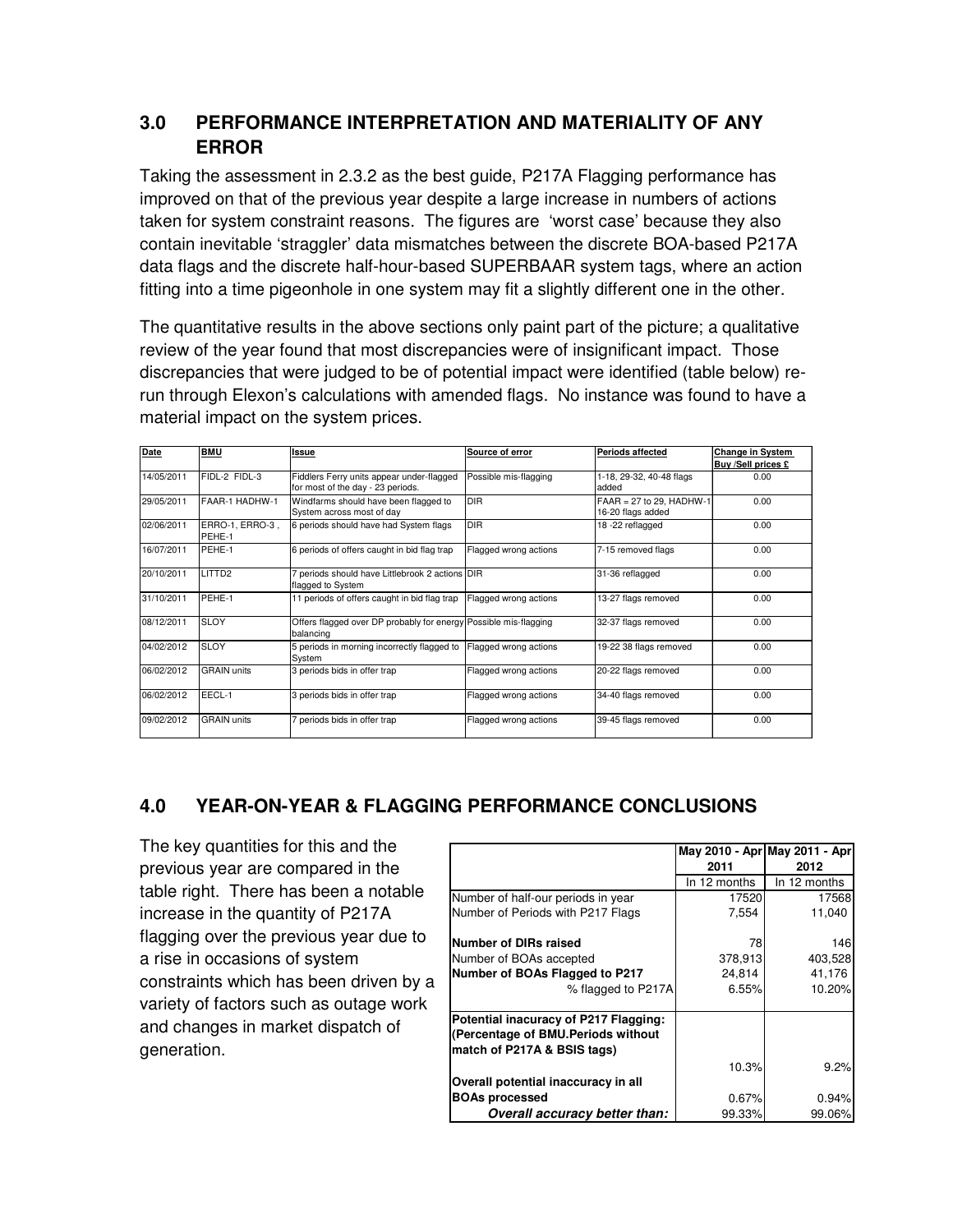## 3.0 PERFORMANCE INTERPRETATION AND MATERIALITY OF ANY ERROR

Taking the assessment in 2.3.2 as the best guide, P217A Flagging performance has improved on that of the previous year despite a large increase in numbers of actions taken for system constraint reasons. The figures are 'worst case' because they also contain inevitable 'straggler' data mismatches between the discrete BOA-based P217A data flags and the discrete half-hour-based SUPERBAAR system tags, where an action fitting into a time pigeonhole in one system may fit a slightly different one in the other.

The quantitative results in the above sections only paint part of the picture; a qualitative review of the year found that most discrepancies were of insignificant impact. Those discrepancies that were judged to be of potential impact were identified (table below) re-run through Elexon's calculations with amended flags. No instance was found to have a material impact on the system prices.

| Date | BMU | Issue | Source of error | Periods affected | Change in System Buy /Sell prices £ |
|---|---|---|---|---|---|
| 14/05/2011 | FIDL-2 FIDL-3 | Fiddlers Ferry units appear under-flagged for most of the day - 23 periods. | Possible mis-flagging | 1-18, 29-32, 40-48 flags added | 0.00 |
| 29/05/2011 | FAAR-1 HADHW-1 | Windfarms should have been flagged to System across most of day | DIR | FAAR = 27 to 29, HADHW-1 16-20 flags added | 0.00 |
| 02/06/2011 | ERRO-1, ERRO-3 , PEHE-1 | 6 periods should have had System flags | DIR | 18 -22 reflagged | 0.00 |
| 16/07/2011 | PEHE-1 | 6 periods of offers caught in bid flag trap | Flagged wrong actions | 7-15 removed flags | 0.00 |
| 20/10/2011 | LITTD2 | 7 periods should have Littlebrook 2 actions flagged to System | DIR | 31-36 reflagged | 0.00 |
| 31/10/2011 | PEHE-1 | 11 periods of offers caught in bid flag trap | Flagged wrong actions | 13-27 flags removed | 0.00 |
| 08/12/2011 | SLOY | Offers flagged over DP probably for energy balancing | Possible mis-flagging | 32-37 flags removed | 0.00 |
| 04/02/2012 | SLOY | 5 periods in morning incorrectly flagged to System | Flagged wrong actions | 19-22 38 flags removed | 0.00 |
| 06/02/2012 | GRAIN units | 3 periods bids in offer trap | Flagged wrong actions | 20-22 flags removed | 0.00 |
| 06/02/2012 | EECL-1 | 3 periods bids in offer trap | Flagged wrong actions | 34-40 flags removed | 0.00 |
| 09/02/2012 | GRAIN units | 7 periods bids in offer trap | Flagged wrong actions | 39-45 flags removed | 0.00 |

## 4.0 YEAR-ON-YEAR & FLAGGING PERFORMANCE CONCLUSIONS

The key quantities for this and the previous year are compared in the table right. There has been a notable increase in the quantity of P217A flagging over the previous year due to a rise in occasions of system constraints which has been driven by a variety of factors such as outage work and changes in market dispatch of generation.

| | May 2010 - Apr 2011 | May 2011 - Apr 2012 |
|---|---|---|
| | In 12 months | In 12 months |
| Number of half-our periods in year | 17520 | 17568 |
| Number of Periods with P217 Flags | 7,554 | 11,040 |
| **Number of DIRs raised** | 78 | 146 |
| Number of BOAs accepted | 378,913 | 403,528 |
| **Number of BOAs Flagged to P217** | 24,814 | 41,176 |
| % flagged to P217A | 6.55% | 10.20% |
| **Potential inacuracy of P217 Flagging: (Percentage of BMU.Periods without match of P217A & BSIS tags)** | 10.3% | 9.2% |
| **Overall potential inaccuracy in all BOAs processed** | 0.67% | 0.94% |
| ***Overall accuracy better than:*** | 99.33% | 99.06% |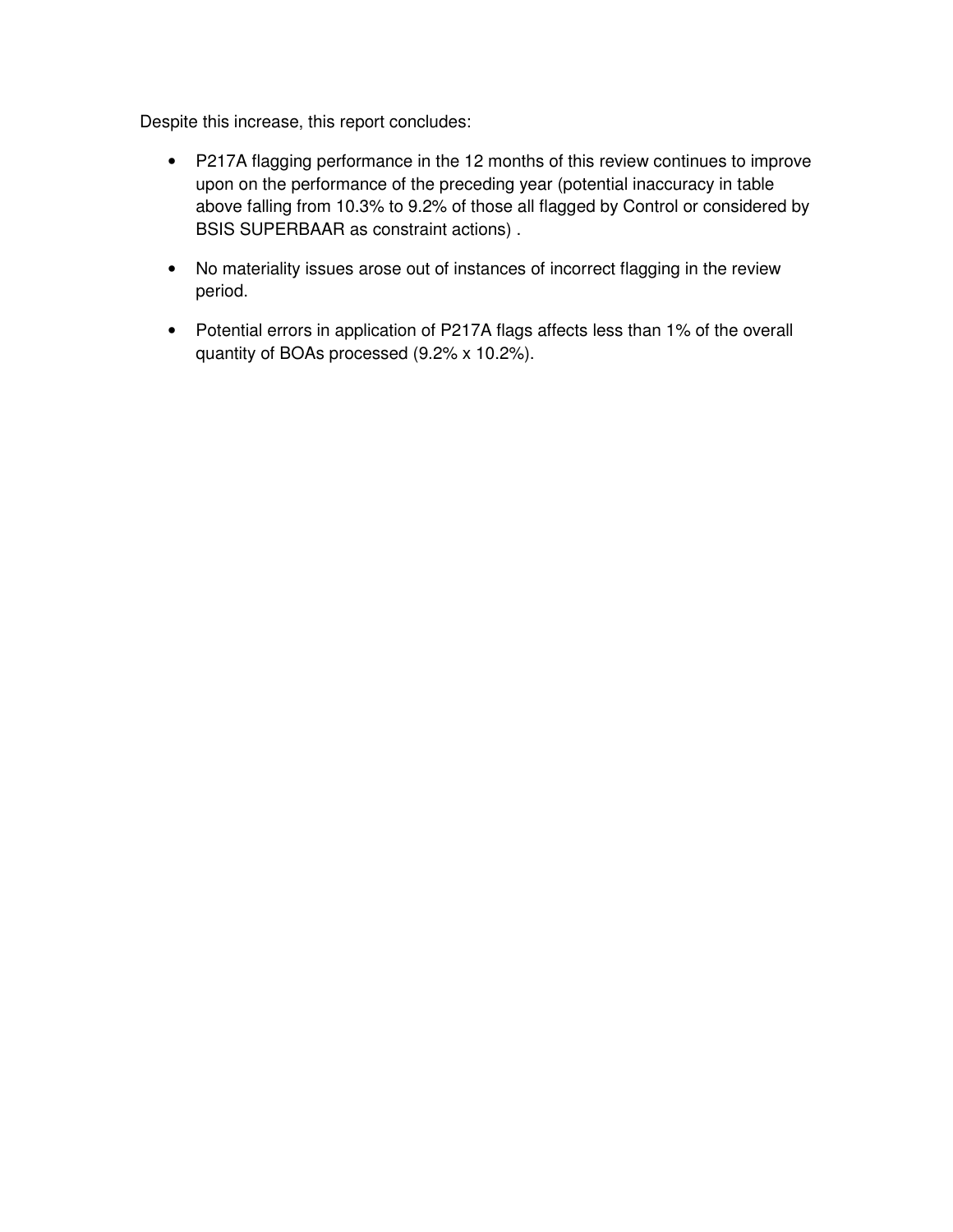Despite this increase, this report concludes:

- P217A flagging performance in the 12 months of this review continues to improve upon on the performance of the preceding year (potential inaccuracy in table above falling from 10.3% to 9.2% of those all flagged by Control or considered by BSIS SUPERBAAR as constraint actions) .
- No materiality issues arose out of instances of incorrect flagging in the review period.
- Potential errors in application of P217A flags affects less than 1% of the overall quantity of BOAs processed (9.2% x 10.2%).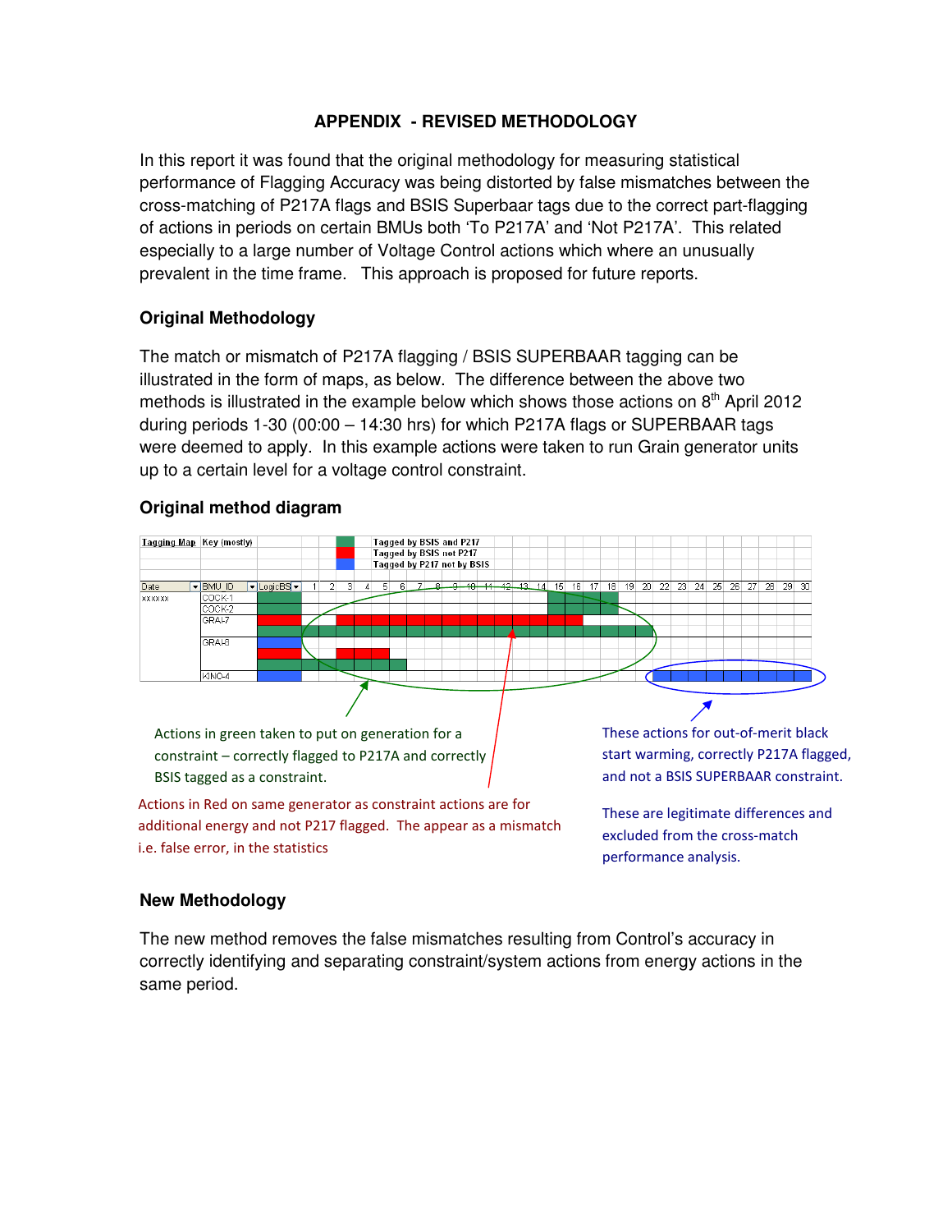## APPENDIX - REVISED METHODOLOGY

In this report it was found that the original methodology for measuring statistical performance of Flagging Accuracy was being distorted by false mismatches between the cross-matching of P217A flags and BSIS Superbaar tags due to the correct part-flagging of actions in periods on certain BMUs both 'To P217A' and 'Not P217A'. This related especially to a large number of Voltage Control actions which where an unusually prevalent in the time frame. This approach is proposed for future reports.

### Original Methodology

The match or mismatch of P217A flagging / BSIS SUPERBAAR tagging can be illustrated in the form of maps, as below. The difference between the above two methods is illustrated in the example below which shows those actions on 8th April 2012 during periods 1-30 (00:00 – 14:30 hrs) for which P217A flags or SUPERBAAR tags were deemed to apply. In this example actions were taken to run Grain generator units up to a certain level for a voltage control constraint.

### Original method diagram

Tagging Map | Key (mostly)

- Tagged by BSIS and P217
- Tagged by BSIS not P217
- Tagged by P217 not by BSIS

| Date | BMU_ID | LogicBS | 1 | 2 | 3 | 4 | 5 | 6 | 7 | 8 | 9 | 10 | 11 | 12 | 13 | 14 | 15 | 16 | 17 | 18 | 19 | 20 | 22 | 23 | 24 | 25 | 26 | 27 | 28 | 29 | 30 |
|---|---|---|---|---|---|---|---|---|---|---|---|---|---|---|---|---|---|---|---|---|---|---|---|---|---|---|---|---|---|---|---|
| xx/xx/xx | COCK-1 | | | | | | | | | | | | | | | | | | | | | | | | | | | | | | |
| | COCK-2 | | | | | | | | | | | | | | | | | | | | | | | | | | | | | | |
| | GRAI-7 | | | | | | | | | | | | | | | | | | | | | | | | | | | | | | |
| | GRAI-8 | | | | | | | | | | | | | | | | | | | | | | | | | | | | | | |
| | KINO-4 | | | | | | | | | | | | | | | | | | | | | | | | | | | | | | |

Actions in green taken to put on generation for a constraint – correctly flagged to P217A and correctly BSIS tagged as a constraint.

Actions in Red on same generator as constraint actions are for additional energy and not P217 flagged. The appear as a mismatch i.e. false error, in the statistics

These actions for out-of-merit black start warming, correctly P217A flagged, and not a BSIS SUPERBAAR constraint.

These are legitimate differences and excluded from the cross-match performance analysis.

### New Methodology

The new method removes the false mismatches resulting from Control's accuracy in correctly identifying and separating constraint/system actions from energy actions in the same period.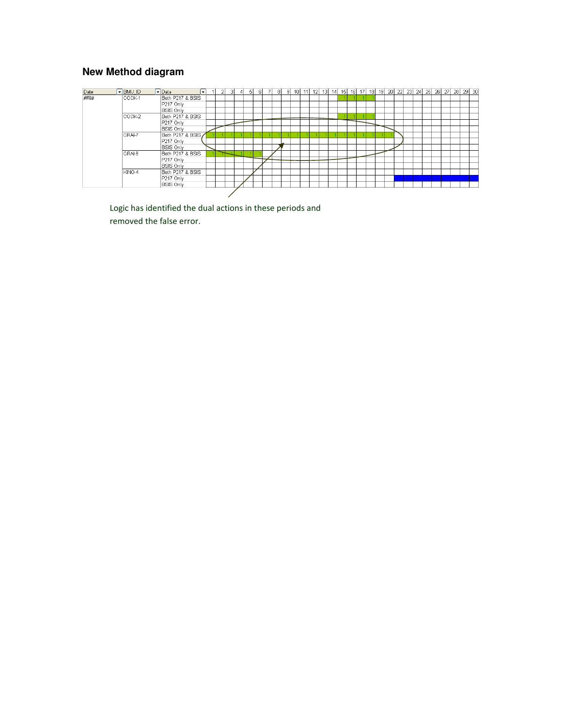**New Method diagram**

| Date | BMU_ID | Data | 1 | 2 | 3 | 4 | 5 | 6 | 7 | 8 | 9 | 10 | 11 | 12 | 13 | 14 | 15 | 16 | 17 | 18 | 19 | 20 | 22 | 23 | 24 | 25 | 26 | 27 | 28 | 29 | 30 |
|---|---|---|---|---|---|---|---|---|---|---|---|---|---|---|---|---|---|---|---|---|---|---|---|---|---|---|---|---|---|---|---|
| #### | COCK-1 | Both P217 & BSIS | | | | | | | | | | | | | | | 1 | 1 | 1 | 1 | | | | | | | | | | | |
| | | P217 Only | | | | | | | | | | | | | | | | | | | | | | | | | | | | | |
| | | BSIS Only | | | | | | | | | | | | | | | | | | | | | | | | | | | | | |
| | COCK-2 | Both P217 & BSIS | | | | | | | | | | | | | | | 1 | 1 | 1 | 1 | | | | | | | | | | | |
| | | P217 Only | | | | | | | | | | | | | | | | | | | | | | | | | | | | | |
| | | BSIS Only | | | | | | | | | | | | | | | | | | | | | | | | | | | | | |
| | GRAI-7 | Both P217 & BSIS | 1 | 1 | 1 | 1 | 1 | 1 | 1 | 1 | 1 | 1 | 1 | 1 | 1 | 1 | 1 | 1 | 1 | 1 | 1 | 1 | | | | | | | | | |
| | | P217 Only | | | | | | | | | | | | | | | | | | | | | | | | | | | | | |
| | | BSIS Only | | | | | | | | | | | | | | | | | | | | | | | | | | | | | |
| | GRAI-8 | Both P217 & BSIS | 1 | 1 | 1 | 1 | 1 | 1 | | | | | | | | | | | | | | | | | | | | | | | |
| | | P217 Only | | | | | | | | | | | | | | | | | | | | | | | | | | | | | |
| | | BSIS Only | | | | | | | | | | | | | | | | | | | | | | | | | | | | | |
| | KINO-4 | Both P217 & BSIS | | | | | | | | | | | | | | | | | | | | | | | | | | | | | |
| | | P217 Only | | | | | | | | | | | | | | | | | | | | | | | | | | | | | |
| | | BSIS Only | | | | | | | | | | | | | | | | | | | | | | | | | | | | | |

Logic has identified the dual actions in these periods and removed the false error.